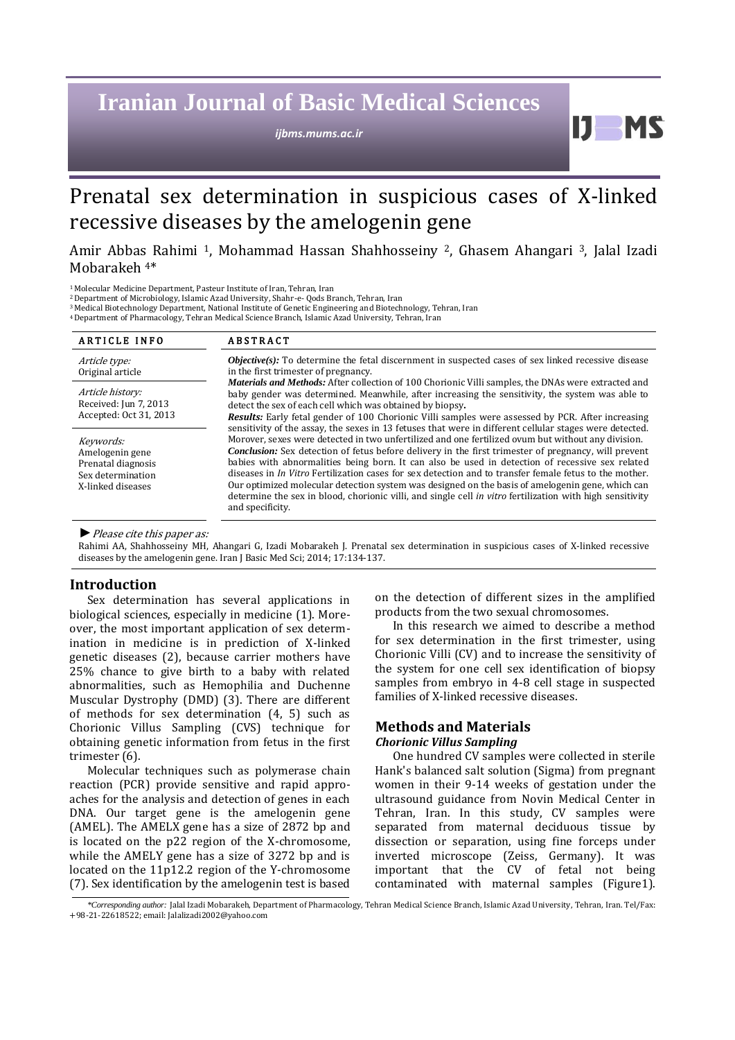# Prenatal sex determination in suspicious cases of X-linked recessive diseases by the amelogenin gene

Amir Abbas Rahimi [1], Mohammad Hassan Shahhosseiny [2], Ghasem Ahangari [3], Jalal Izadi Mobarakeh [4]*

[1] Molecular Medicine Department, Pasteur Institute of Iran, Tehran, Iran
[2] Department of Microbiology, Islamic Azad University, Shahr-e- Qods Branch, Tehran, Iran
[3] Medical Biotechnology Department, National Institute of Genetic Engineering and Biotechnology, Tehran, Iran
[4] Department of Pharmacology, Tehran Medical Science Branch, Islamic Azad University, Tehran, Iran

**ARTICLE INFO**

*Article type:*
Original article

*Article history:*
Received: Jun 7, 2013
Accepted: Oct 31, 2013

*Keywords:*
Amelogenin gene
Prenatal diagnosis
Sex determination
X-linked diseases

**ABSTRACT**

***Objective(s):*** To determine the fetal discernment in suspected cases of sex linked recessive disease in the first trimester of pregnancy.

***Materials and Methods:*** After collection of 100 Chorionic Villi samples, the DNAs were extracted and baby gender was determined. Meanwhile, after increasing the sensitivity, the system was able to detect the sex of each cell which was obtained by biopsy**.**

***Results:*** Early fetal gender of 100 Chorionic Villi samples were assessed by PCR. After increasing sensitivity of the assay, the sexes in 13 fetuses that were in different cellular stages were detected. Morover, sexes were detected in two unfertilized and one fertilized ovum but without any division.

***Conclusion:*** Sex detection of fetus before delivery in the first trimester of pregnancy, will prevent babies with abnormalities being born. It can also be used in detection of recessive sex related diseases in *In Vitro* Fertilization cases for sex detection and to transfer female fetus to the mother. Our optimized molecular detection system was designed on the basis of amelogenin gene, which can determine the sex in blood, chorionic villi, and single cell *in vitro* fertilization with high sensitivity and specificity.

► *Please cite this paper as:*
Rahimi AA, Shahhosseiny MH, Ahangari G, Izadi Mobarakeh J. Prenatal sex determination in suspicious cases of X-linked recessive diseases by the amelogenin gene. Iran J Basic Med Sci; 2014; 17:134-137.

## Introduction

Sex determination has several applications in biological sciences, especially in medicine (1). Moreover, the most important application of sex determination in medicine is in prediction of X-linked genetic diseases (2), because carrier mothers have 25% chance to give birth to a baby with related abnormalities, such as Hemophilia and Duchenne Muscular Dystrophy (DMD) (3). There are different of methods for sex determination (4, 5) such as Chorionic Villus Sampling (CVS) technique for obtaining genetic information from fetus in the first trimester (6).

Molecular techniques such as polymerase chain reaction (PCR) provide sensitive and rapid approaches for the analysis and detection of genes in each DNA. Our target gene is the amelogenin gene (AMEL). The AMELX gene has a size of 2872 bp and is located on the p22 region of the X-chromosome, while the AMELY gene has a size of 3272 bp and is located on the 11p12.2 region of the Y-chromosome (7). Sex identification by the amelogenin test is based on the detection of different sizes in the amplified products from the two sexual chromosomes.

In this research we aimed to describe a method for sex determination in the first trimester, using Chorionic Villi (CV) and to increase the sensitivity of the system for one cell sex identification of biopsy samples from embryo in 4-8 cell stage in suspected families of X-linked recessive diseases.

## Methods and Materials

### *Chorionic Villus Sampling*

One hundred CV samples were collected in sterile Hank's balanced salt solution (Sigma) from pregnant women in their 9-14 weeks of gestation under the ultrasound guidance from Novin Medical Center in Tehran, Iran. In this study, CV samples were separated from maternal deciduous tissue by dissection or separation, using fine forceps under inverted microscope (Zeiss, Germany). It was important that the CV of fetal not being contaminated with maternal samples (Figure1).

*\*Corresponding author:* Jalal Izadi Mobarakeh, Department of Pharmacology, Tehran Medical Science Branch, Islamic Azad University, Tehran, Iran. Tel/Fax: +98-21-22618522; email: Jalalizadi2002@yahoo.com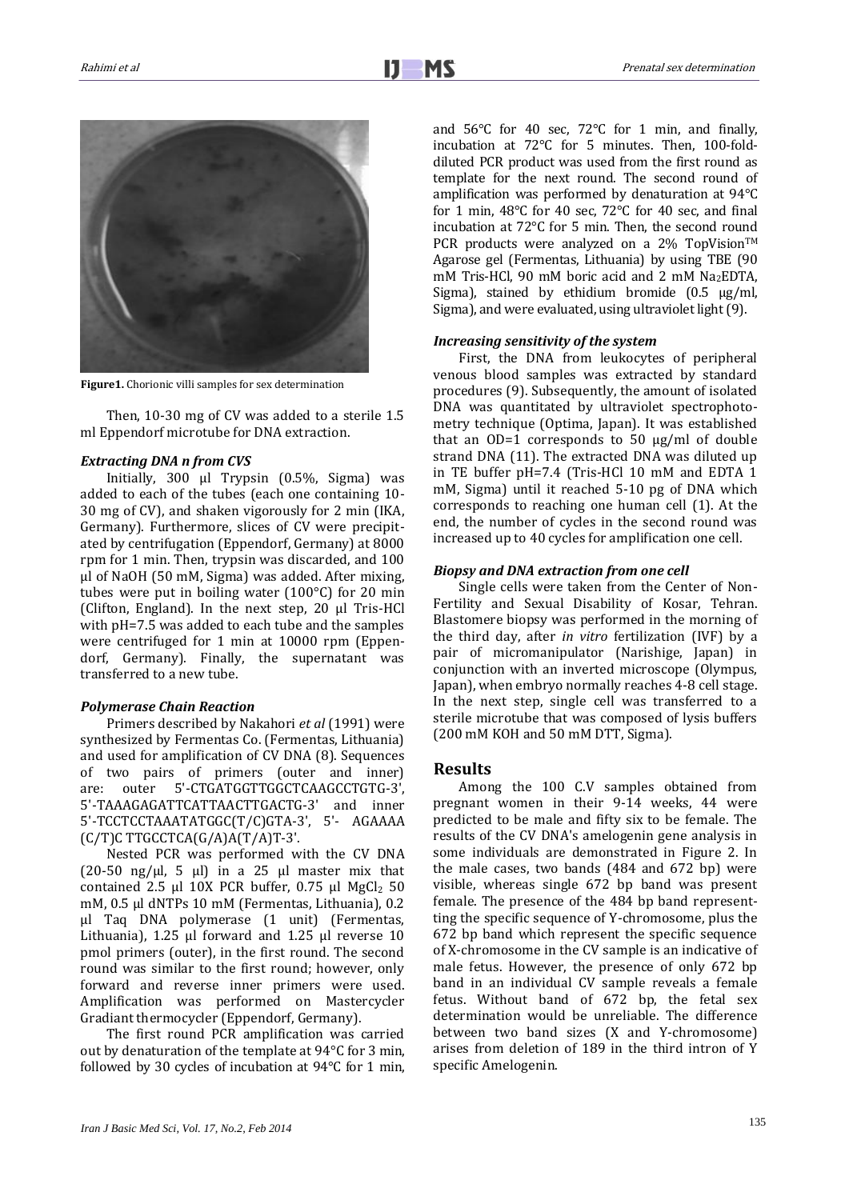Figure1. Chorionic villi samples for sex determination

Then, 10-30 mg of CV was added to a sterile 1.5 ml Eppendorf microtube for DNA extraction.

### *Extracting DNA n from CVS*

Initially, 300 µl Trypsin (0.5%, Sigma) was added to each of the tubes (each one containing 10-30 mg of CV), and shaken vigorously for 2 min (IKA, Germany). Furthermore, slices of CV were precipitated by centrifugation (Eppendorf, Germany) at 8000 rpm for 1 min. Then, trypsin was discarded, and 100 µl of NaOH (50 mM, Sigma) was added. After mixing, tubes were put in boiling water (100°C) for 20 min (Clifton, England). In the next step, 20 µl Tris-HCl with pH=7.5 was added to each tube and the samples were centrifuged for 1 min at 10000 rpm (Eppendorf, Germany). Finally, the supernatant was transferred to a new tube.

### *Polymerase Chain Reaction*

Primers described by Nakahori *et al* (1991) were synthesized by Fermentas Co. (Fermentas, Lithuania) and used for amplification of CV DNA (8). Sequences of two pairs of primers (outer and inner) are: outer 5'-CTGATGGTTGGCCTCAAGCCTGTG-3', 5'-TAAAGAGATTCATTAACTTGACTG-3' and inner 5'-TCCTCCTAAATATGGC(T/C)GTA-3', 5'- AGAAAA (C/T)C TTGCCTCA(G/A)A(T/A)T-3'.

Nested PCR was performed with the CV DNA (20-50 ng/µl, 5 µl) in a 25 µl master mix that contained 2.5 µl 10X PCR buffer, 0.75 µl $MgCl_2$ 50 mM, 0.5 µl dNTPs 10 mM (Fermentas, Lithuania), 0.2 µl Taq DNA polymerase (1 unit) (Fermentas, Lithuania), 1.25 µl forward and 1.25 µl reverse 10 pmol primers (outer), in the first round. The second round was similar to the first round; however, only forward and reverse inner primers were used. Amplification was performed on Mastercycler Gradiant thermocycler (Eppendorf, Germany).

The first round PCR amplification was carried out by denaturation of the template at 94°C for 3 min, followed by 30 cycles of incubation at 94°C for 1 min, and 56°C for 40 sec, 72°C for 1 min, and finally, incubation at 72°C for 5 minutes. Then, 100-fold-diluted PCR product was used from the first round as template for the next round. The second round of amplification was performed by denaturation at 94°C for 1 min, 48°C for 40 sec, 72°C for 40 sec, and final incubation at 72°C for 5 min. Then, the second round PCR products were analyzed on a 2% TopVision™ Agarose gel (Fermentas, Lithuania) by using TBE (90 mM Tris-HCl, 90 mM boric acid and 2 mM $Na_2EDTA$, Sigma), stained by ethidium bromide (0.5 µg/ml, Sigma), and were evaluated, using ultraviolet light (9).

### *Increasing sensitivity of the system*

First, the DNA from leukocytes of peripheral venous blood samples was extracted by standard procedures (9). Subsequently, the amount of isolated DNA was quantitated by ultraviolet spectrophotometry technique (Optima, Japan). It was established that an OD=1 corresponds to 50 µg/ml of double strand DNA (11). The extracted DNA was diluted up in TE buffer pH=7.4 (Tris-HCl 10 mM and EDTA 1 mM, Sigma) until it reached 5-10 pg of DNA which corresponds to reaching one human cell (1). At the end, the number of cycles in the second round was increased up to 40 cycles for amplification one cell.

### *Biopsy and DNA extraction from one cell*

Single cells were taken from the Center of Non-Fertility and Sexual Disability of Kosar, Tehran. Blastomere biopsy was performed in the morning of the third day, after *in vitro* fertilization (IVF) by a pair of micromanipulator (Narishige, Japan) in conjunction with an inverted microscope (Olympus, Japan), when embryo normally reaches 4-8 cell stage. In the next step, single cell was transferred to a sterile microtube that was composed of lysis buffers (200 mM KOH and 50 mM DTT, Sigma).

## Results

Among the 100 C.V samples obtained from pregnant women in their 9-14 weeks, 44 were predicted to be male and fifty six to be female. The results of the CV DNA's amelogenin gene analysis in some individuals are demonstrated in Figure 2. In the male cases, two bands (484 and 672 bp) were visible, whereas single 672 bp band was present female. The presence of the 484 bp band representing the specific sequence of Y-chromosome, plus the 672 bp band which represent the specific sequence of X-chromosome in the CV sample is an indicative of male fetus. However, the presence of only 672 bp band in an individual CV sample reveals a female fetus. Without band of 672 bp, the fetal sex determination would be unreliable. The difference between two band sizes (X and Y-chromosome) arises from deletion of 189 in the third intron of Y specific Amelogenin.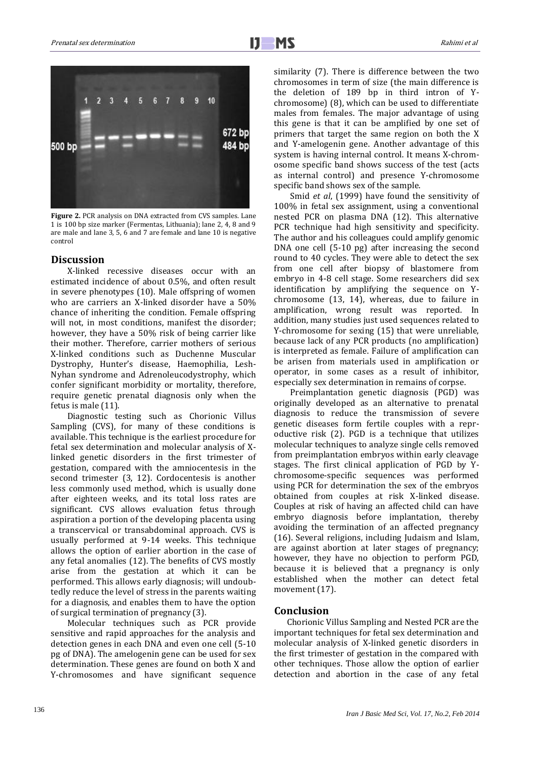**Figure 2.** PCR analysis on DNA extracted from CVS samples. Lane 1 is 100 bp size marker (Fermentas, Lithuania); lane 2, 4, 8 and 9 are male and lane 3, 5, 6 and 7 are female and lane 10 is negative control

## Discussion

X-linked recessive diseases occur with an estimated incidence of about 0.5%, and often result in severe phenotypes (10). Male offspring of women who are carriers an X-linked disorder have a 50% chance of inheriting the condition. Female offspring will not, in most conditions, manifest the disorder; however, they have a 50% risk of being carrier like their mother. Therefore, carrier mothers of serious X-linked conditions such as Duchenne Muscular Dystrophy, Hunter's disease, Haemophilia, Lesh-Nyhan syndrome and Adrenoleucodystrophy, which confer significant morbidity or mortality, therefore, require genetic prenatal diagnosis only when the fetus is male (11).

Diagnostic testing such as Chorionic Villus Sampling (CVS), for many of these conditions is available. This technique is the earliest procedure for fetal sex determination and molecular analysis of X-linked genetic disorders in the first trimester of gestation, compared with the amniocentesis in the second trimester (3, 12). Cordocentesis is another less commonly used method, which is usually done after eighteen weeks, and its total loss rates are significant. CVS allows evaluation fetus through aspiration a portion of the developing placenta using a transcervical or transabdominal approach. CVS is usually performed at 9-14 weeks. This technique allows the option of earlier abortion in the case of any fetal anomalies (12). The benefits of CVS mostly arise from the gestation at which it can be performed. This allows early diagnosis; will undoubtedly reduce the level of stress in the parents waiting for a diagnosis, and enables them to have the option of surgical termination of pregnancy (3).

Molecular techniques such as PCR provide sensitive and rapid approaches for the analysis and detection genes in each DNA and even one cell (5-10 pg of DNA). The amelogenin gene can be used for sex determination. These genes are found on both X and Y-chromosomes and have significant sequence similarity (7). There is difference between the two chromosomes in term of size (the main difference is the deletion of 189 bp in third intron of Y-chromosome) (8), which can be used to differentiate males from females. The major advantage of using this gene is that it can be amplified by one set of primers that target the same region on both the X and Y-amelogenin gene. Another advantage of this system is having internal control. It means X-chromosome specific band shows success of the test (acts as internal control) and presence Y-chromosome specific band shows sex of the sample.

Smid *et al*, (1999) have found the sensitivity of 100% in fetal sex assignment, using a conventional nested PCR on plasma DNA (12). This alternative PCR technique had high sensitivity and specificity. The author and his colleagues could amplify genomic DNA one cell (5-10 pg) after increasing the second round to 40 cycles. They were able to detect the sex from one cell after biopsy of blastomere from embryo in 4-8 cell stage. Some researchers did sex identification by amplifying the sequence on Y-chromosome (13, 14), whereas, due to failure in amplification, wrong result was reported. In addition, many studies just used sequences related to Y-chromosome for sexing (15) that were unreliable, because lack of any PCR products (no amplification) is interpreted as female. Failure of amplification can be arisen from materials used in amplification or operator, in some cases as a result of inhibitor, especially sex determination in remains of corpse.

Preimplantation genetic diagnosis (PGD) was originally developed as an alternative to prenatal diagnosis to reduce the transmission of severe genetic diseases form fertile couples with a reproductive risk (2). PGD is a technique that utilizes molecular techniques to analyze single cells removed from preimplantation embryos within early cleavage stages. The first clinical application of PGD by Y-chromosome-specific sequences was performed using PCR for determination the sex of the embryos obtained from couples at risk X-linked disease. Couples at risk of having an affected child can have embryo diagnosis before implantation, thereby avoiding the termination of an affected pregnancy (16). Several religions, including Judaism and Islam, are against abortion at later stages of pregnancy; however, they have no objection to perform PGD, because it is believed that a pregnancy is only established when the mother can detect fetal movement (17).

## Conclusion

Chorionic Villus Sampling and Nested PCR are the important techniques for fetal sex determination and molecular analysis of X-linked genetic disorders in the first trimester of gestation in the compared with other techniques. Those allow the option of earlier detection and abortion in the case of any fetal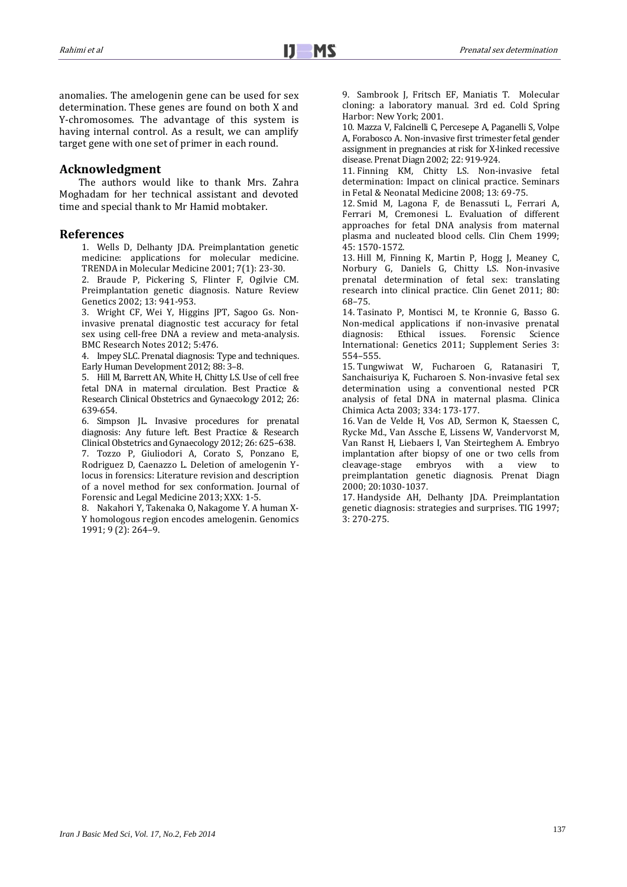anomalies. The amelogenin gene can be used for sex determination. These genes are found on both X and Y-chromosomes. The advantage of this system is having internal control. As a result, we can amplify target gene with one set of primer in each round.

## Acknowledgment

The authors would like to thank Mrs. Zahra Moghadam for her technical assistant and devoted time and special thank to Mr Hamid mobtaker.

## References

1. Wells D, Delhanty JDA. Preimplantation genetic medicine: applications for molecular medicine. TRENDA in Molecular Medicine 2001; 7(1): 23-30.
2. Braude P, Pickering S, Flinter F, Ogilvie CM. Preimplantation genetic diagnosis. Nature Review Genetics 2002; 13: 941-953.
3. Wright CF, Wei Y, Higgins JPT, Sagoo Gs. Non-invasive prenatal diagnostic test accuracy for fetal sex using cell-free DNA a review and meta-analysis. BMC Research Notes 2012; 5:476.
4. Impey SLC. Prenatal diagnosis: Type and techniques. Early Human Development 2012; 88: 3–8.
5. Hill M, Barrett AN, White H, Chitty LS. Use of cell free fetal DNA in maternal circulation. Best Practice & Research Clinical Obstetrics and Gynaecology 2012; 26: 639-654.
6. Simpson JL. Invasive procedures for prenatal diagnosis: Any future left. Best Practice & Research Clinical Obstetrics and Gynaecology 2012; 26: 625–638.
7. Tozzo P, Giuliodori A, Corato S, Ponzano E, Rodriguez D, Caenazzo L. Deletion of amelogenin Y-locus in forensics: Literature revision and description of a novel method for sex conformation. Journal of Forensic and Legal Medicine 2013; XXX: 1-5.
8. Nakahori Y, Takenaka O, Nakagome Y. A human X-Y homologous region encodes amelogenin. Genomics 1991; 9 (2): 264–9.
9. Sambrook J, Fritsch EF, Maniatis T. Molecular cloning: a laboratory manual. 3rd ed. Cold Spring Harbor: New York; 2001.
10. Mazza V, Falcinelli C, Percesepe A, Paganelli S, Volpe A, Forabosco A. Non-invasive first trimester fetal gender assignment in pregnancies at risk for X-linked recessive disease. Prenat Diagn 2002; 22: 919-924.
11. Finning KM, Chitty LS. Non-invasive fetal determination: Impact on clinical practice. Seminars in Fetal & Neonatal Medicine 2008; 13: 69-75.
12. Smid M, Lagona F, de Benassuti L, Ferrari A, Ferrari M, Cremonesi L. Evaluation of different approaches for fetal DNA analysis from maternal plasma and nucleated blood cells. Clin Chem 1999; 45: 1570-1572.
13. Hill M, Finning K, Martin P, Hogg J, Meaney C, Norbury G, Daniels G, Chitty LS. Non-invasive prenatal determination of fetal sex: translating research into clinical practice. Clin Genet 2011; 80: 68–75.
14. Tasinato P, Montisci M, te Kronnie G, Basso G. Non-medical applications if non-invasive prenatal diagnosis: Ethical issues. Forensic Science International: Genetics 2011; Supplement Series 3: 554–555.
15. Tungwiwat W, Fucharoen G, Ratanasiri T, Sanchaisuriya K, Fucharoen S. Non-invasive fetal sex determination using a conventional nested PCR analysis of fetal DNA in maternal plasma. Clinica Chimica Acta 2003; 334: 173-177.
16. Van de Velde H, Vos AD, Sermon K, Staessen C, Rycke Md., Van Assche E, Lissens W, Vandervorst M, Van Ranst H, Liebaers I, Van Steirteghem A. Embryo implantation after biopsy of one or two cells from cleavage-stage embryos with a view to preimplantation genetic diagnosis. Prenat Diagn 2000; 20:1030-1037.
17. Handyside AH, Delhanty JDA. Preimplantation genetic diagnosis: strategies and surprises. TIG 1997; 3: 270-275.